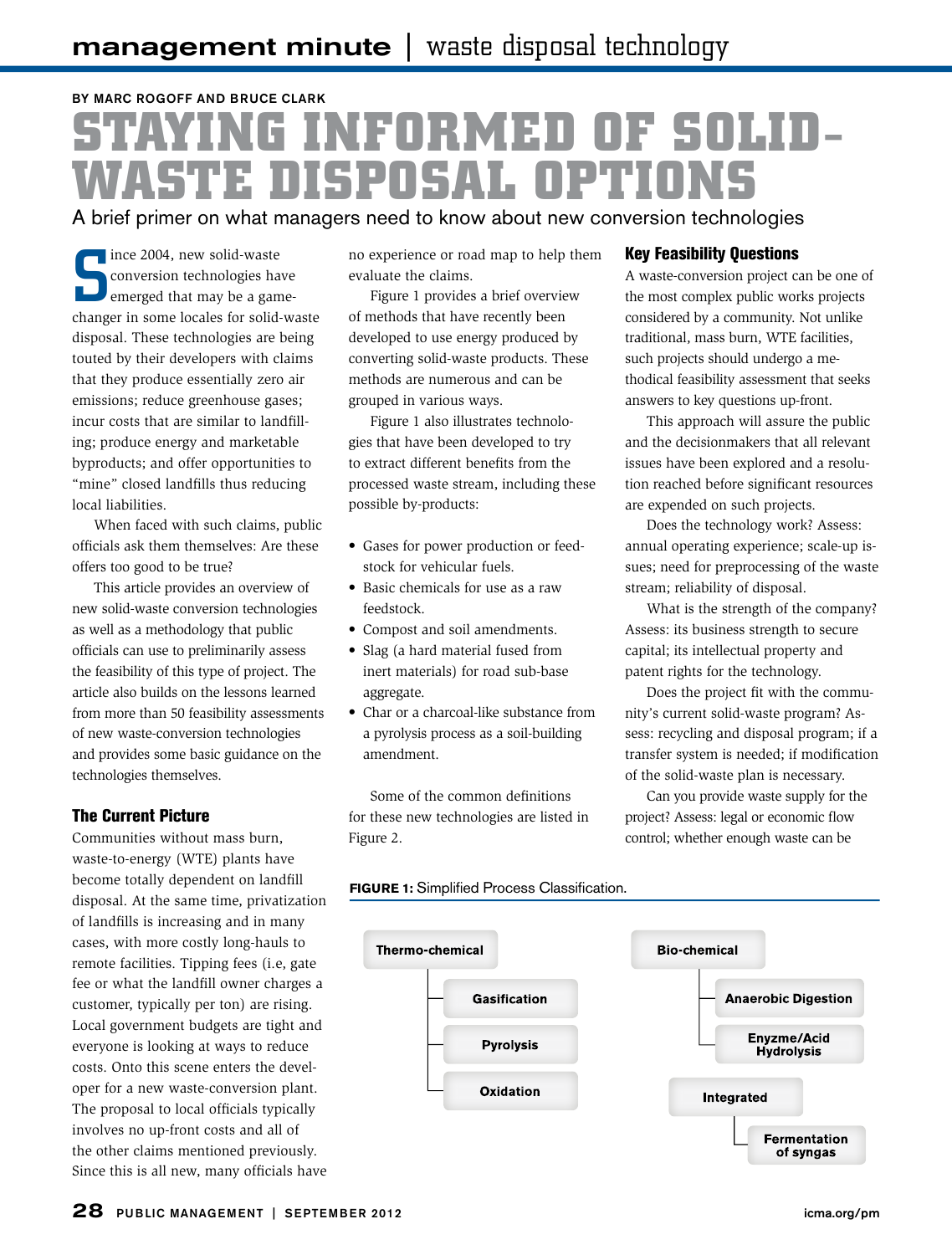management minute | waste disposal technology

BY MARC ROGOFF AND BRUCE CLARK

# STAYING INFORMED OF SOLID-WASTE DISPOSAL OPTIONS

A brief primer on what managers need to know about new conversion technologies

Since 2004, new solid-waste conversion technologies have emerged that may be a game-changer in some locales for solid-waste disposal. These technologies are being touted by their developers with claims that they produce essentially zero air emissions; reduce greenhouse gases; incur costs that are similar to landfilling; produce energy and marketable byproducts; and offer opportunities to "mine" closed landfills thus reducing local liabilities.

When faced with such claims, public officials ask them themselves: Are these offers too good to be true?

This article provides an overview of new solid-waste conversion technologies as well as a methodology that public officials can use to preliminarily assess the feasibility of this type of project. The article also builds on the lessons learned from more than 50 feasibility assessments of new waste-conversion technologies and provides some basic guidance on the technologies themselves.

## The Current Picture

Communities without mass burn, waste-to-energy (WTE) plants have become totally dependent on landfill disposal. At the same time, privatization of landfills is increasing and in many cases, with more costly long-hauls to remote facilities. Tipping fees (i.e, gate fee or what the landfill owner charges a customer, typically per ton) are rising. Local government budgets are tight and everyone is looking at ways to reduce costs. Onto this scene enters the developer for a new waste-conversion plant. The proposal to local officials typically involves no up-front costs and all of the other claims mentioned previously. Since this is all new, many officials have no experience or road map to help them evaluate the claims.

Figure 1 provides a brief overview of methods that have recently been developed to use energy produced by converting solid-waste products. These methods are numerous and can be grouped in various ways.

Figure 1 also illustrates technologies that have been developed to try to extract different benefits from the processed waste stream, including these possible by-products:

- Gases for power production or feedstock for vehicular fuels.
- Basic chemicals for use as a raw feedstock.
- Compost and soil amendments.
- Slag (a hard material fused from inert materials) for road sub-base aggregate.
- Char or a charcoal-like substance from a pyrolysis process as a soil-building amendment.

Some of the common definitions for these new technologies are listed in Figure 2.

## Key Feasibility Questions

A waste-conversion project can be one of the most complex public works projects considered by a community. Not unlike traditional, mass burn, WTE facilities, such projects should undergo a methodical feasibility assessment that seeks answers to key questions up-front.

This approach will assure the public and the decisionmakers that all relevant issues have been explored and a resolution reached before significant resources are expended on such projects.

Does the technology work? Assess: annual operating experience; scale-up issues; need for preprocessing of the waste stream; reliability of disposal.

What is the strength of the company? Assess: its business strength to secure capital; its intellectual property and patent rights for the technology.

Does the project fit with the community's current solid-waste program? Assess: recycling and disposal program; if a transfer system is needed; if modification of the solid-waste plan is necessary.

Can you provide waste supply for the project? Assess: legal or economic flow control; whether enough waste can be

**FIGURE 1:** Simplified Process Classification.

- **Thermo-chemical**
  - Gasification
  - Pyrolysis
  - Oxidation
- **Bio-chemical**
  - Anaerobic Digestion
  - Enyzme/Acid Hydrolysis
- **Integrated**
  - Fermentation of syngas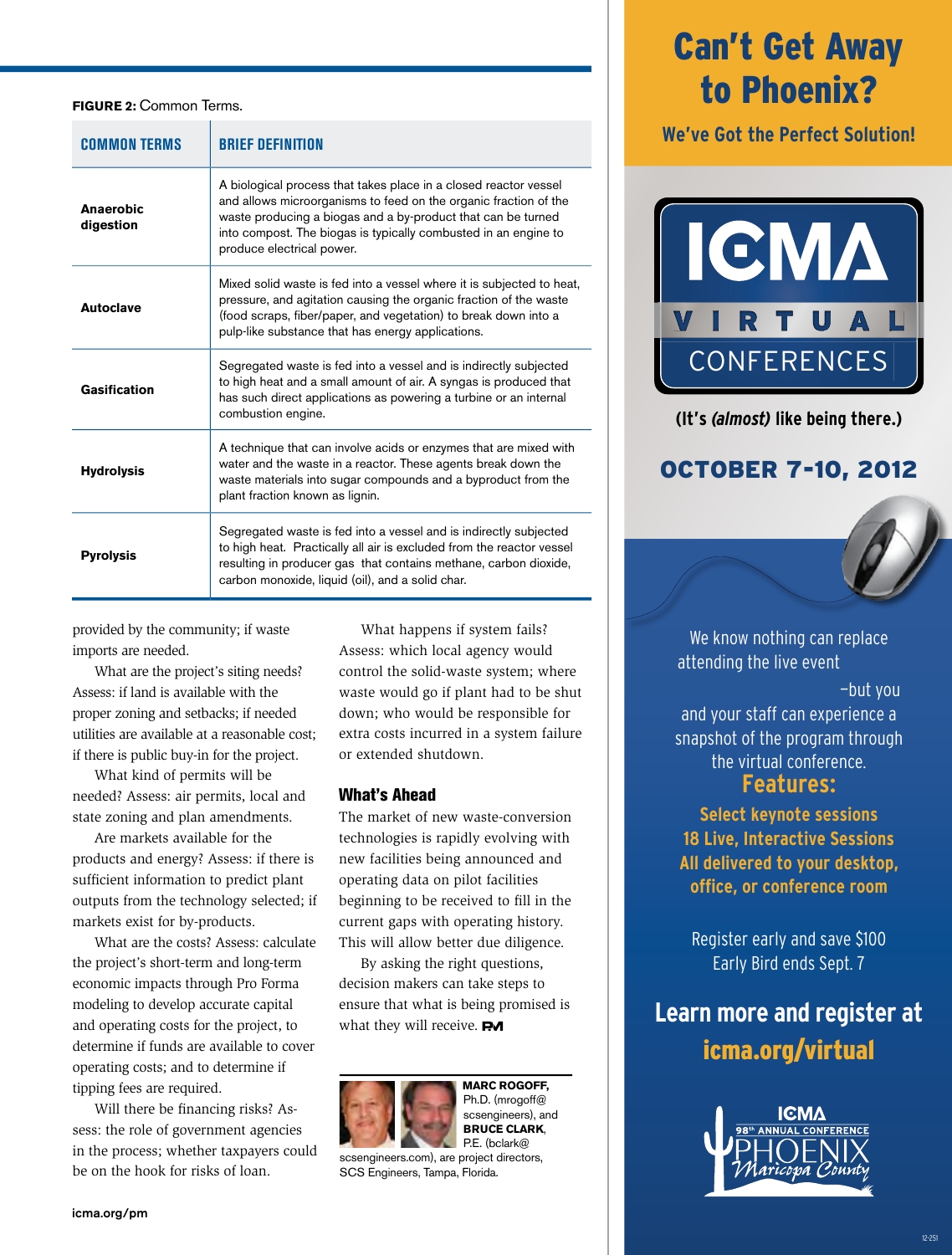**FIGURE 2:** Common Terms.

| COMMON TERMS | BRIEF DEFINITION |
|---|---|
| **Anaerobic digestion** | A biological process that takes place in a closed reactor vessel and allows microorganisms to feed on the organic fraction of the waste producing a biogas and a by-product that can be turned into compost. The biogas is typically combusted in an engine to produce electrical power. |
| **Autoclave** | Mixed solid waste is fed into a vessel where it is subjected to heat, pressure, and agitation causing the organic fraction of the waste (food scraps, fiber/paper, and vegetation) to break down into a pulp-like substance that has energy applications. |
| **Gasification** | Segregated waste is fed into a vessel and is indirectly subjected to high heat and a small amount of air. A syngas is produced that has such direct applications as powering a turbine or an internal combustion engine. |
| **Hydrolysis** | A technique that can involve acids or enzymes that are mixed with water and the waste in a reactor. These agents break down the waste materials into sugar compounds and a byproduct from the plant fraction known as lignin. |
| **Pyrolysis** | Segregated waste is fed into a vessel and is indirectly subjected to high heat. Practically all air is excluded from the reactor vessel resulting in producer gas that contains methane, carbon dioxide, carbon monoxide, liquid (oil), and a solid char. |

provided by the community; if waste imports are needed.

What are the project's siting needs? Assess: if land is available with the proper zoning and setbacks; if needed utilities are available at a reasonable cost; if there is public buy-in for the project.

What kind of permits will be needed? Assess: air permits, local and state zoning and plan amendments.

Are markets available for the products and energy? Assess: if there is sufficient information to predict plant outputs from the technology selected; if markets exist for by-products.

What are the costs? Assess: calculate the project's short-term and long-term economic impacts through Pro Forma modeling to develop accurate capital and operating costs for the project, to determine if funds are available to cover operating costs; and to determine if tipping fees are required.

Will there be financing risks? Assess: the role of government agencies in the process; whether taxpayers could be on the hook for risks of loan.

What happens if system fails? Assess: which local agency would control the solid-waste system; where waste would go if plant had to be shut down; who would be responsible for extra costs incurred in a system failure or extended shutdown.

### What's Ahead

The market of new waste-conversion technologies is rapidly evolving with new facilities being announced and operating data on pilot facilities beginning to be received to fill in the current gaps with operating history. This will allow better due diligence.

By asking the right questions, decision makers can take steps to ensure that what is being promised is what they will receive. PM

**MARC ROGOFF,** Ph.D. (mrogoff@scsengineers), and **BRUCE CLARK**, P.E. (bclark@scsengineers.com), are project directors, SCS Engineers, Tampa, Florida.

# Can't Get Away to Phoenix?

**We've Got the Perfect Solution!**

ICMA VIRTUAL CONFERENCES

**(It's *(almost)* like being there.)**

## OCTOBER 7-10, 2012

We know nothing can replace attending the live event —but you and your staff can experience a snapshot of the program through the virtual conference.

**Features:**

**Select keynote sessions**
**18 Live, Interactive Sessions**
**All delivered to your desktop, office, or conference room**

Register early and save $100
Early Bird ends Sept. 7

**Learn more and register at icma.org/virtual**

ICMA 98th ANNUAL CONFERENCE PHOENIX Maricopa County

12-251